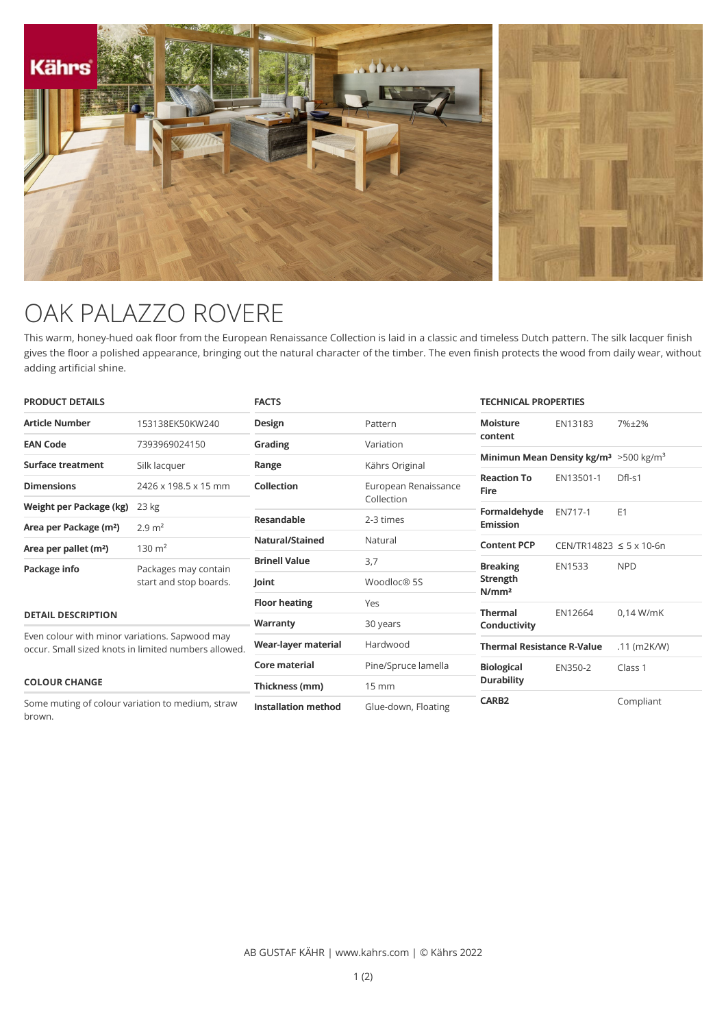# OAK PALAZZO ROVERE

This warm, honey-hued oak floor from the European Renaissance Collection is laid in a classic and timeless Dutch pattern. The silk lacquer finish gives the floor a polished appearance, bringing out the natural character of the timber. The even finish protects the wood from daily wear, without adding artificial shine.

## PRODUCT DETAILS

| | |
|---|---|
| **Article Number** | 153138EK50KW240 |
| **EAN Code** | 7393969024150 |
| **Surface treatment** | Silk lacquer |
| **Dimensions** | 2426 x 198.5 x 15 mm |
| **Weight per Package (kg)** | 23 kg |
| **Area per Package (m²)** | 2.9 m² |
| **Area per pallet (m²)** | 130 m² |
| **Package info** | Packages may contain start and stop boards. |

## DETAIL DESCRIPTION

Even colour with minor variations. Sapwood may occur. Small sized knots in limited numbers allowed.

## COLOUR CHANGE

Some muting of colour variation to medium, straw brown.

## FACTS

| | |
|---|---|
| **Design** | Pattern |
| **Grading** | Variation |
| **Range** | Kährs Original |
| **Collection** | European Renaissance Collection |
| **Resandable** | 2-3 times |
| **Natural/Stained** | Natural |
| **Brinell Value** | 3,7 |
| **Joint** | Woodloc® 5S |
| **Floor heating** | Yes |
| **Warranty** | 30 years |
| **Wear-layer material** | Hardwood |
| **Core material** | Pine/Spruce lamella |
| **Thickness (mm)** | 15 mm |
| **Installation method** | Glue-down, Floating |

## TECHNICAL PROPERTIES

| | | |
|---|---|---|
| **Moisture content** | EN13183 | 7%±2% |
| **Minimun Mean Density kg/m³** | | >500 kg/m³ |
| **Reaction To Fire** | EN13501-1 | Dfl-s1 |
| **Formaldehyde Emission** | EN717-1 | E1 |
| **Content PCP** | CEN/TR14823 | ≤ 5 x 10-6n |
| **Breaking Strength N/mm²** | EN1533 | NPD |
| **Thermal Conductivity** | EN12664 | 0,14 W/mK |
| **Thermal Resistance R-Value** | | .11 (m2K/W) |
| **Biological Durability** | EN350-2 | Class 1 |
| **CARB2** | | Compliant |

AB GUSTAF KÄHR | www.kahrs.com | © Kährs 2022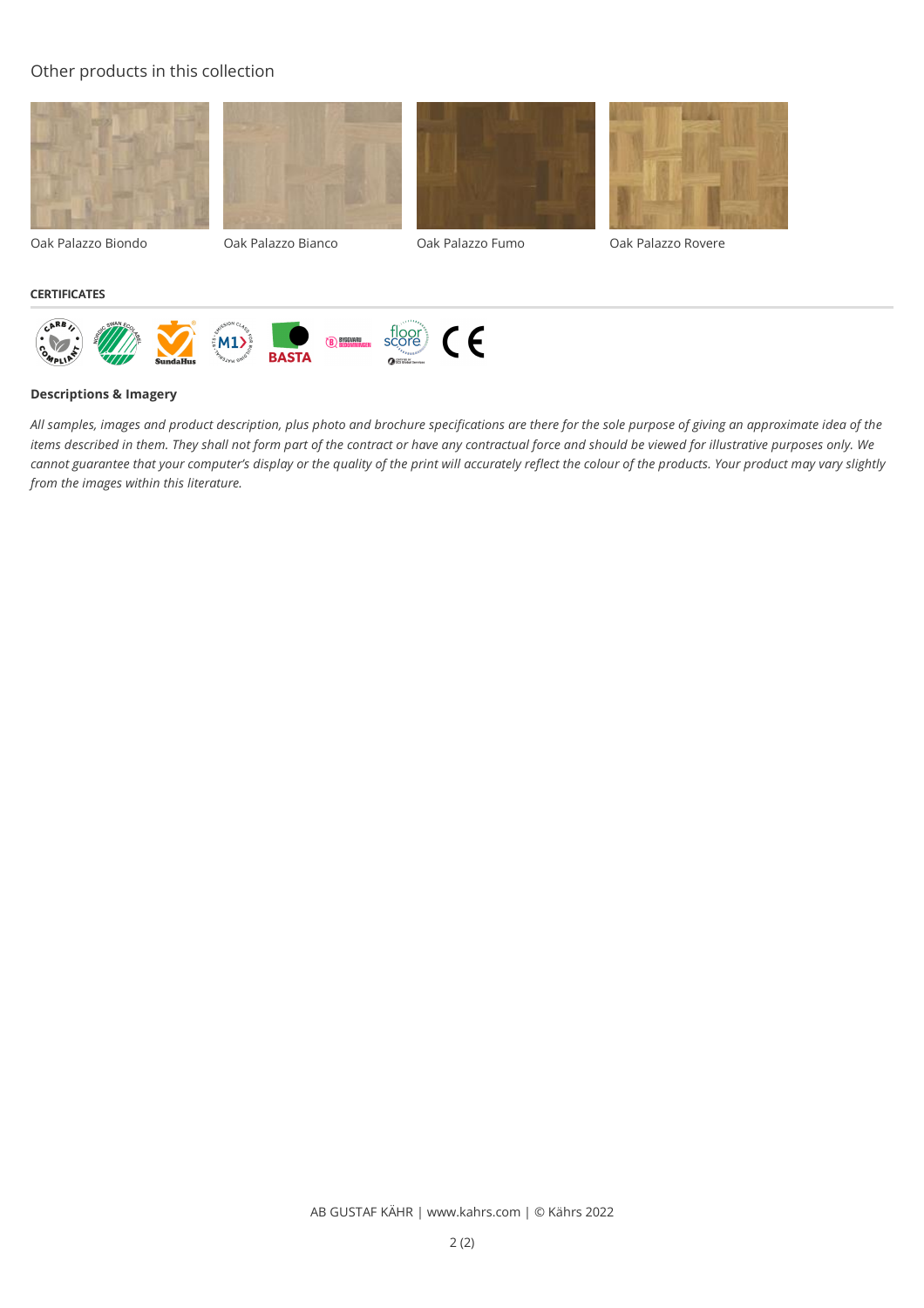## Other products in this collection

Oak Palazzo Biondo

Oak Palazzo Bianco

Oak Palazzo Fumo

Oak Palazzo Rovere

**CERTIFICATES**

**Descriptions & Imagery**

*All samples, images and product description, plus photo and brochure specifications are there for the sole purpose of giving an approximate idea of the items described in them. They shall not form part of the contract or have any contractual force and should be viewed for illustrative purposes only. We cannot guarantee that your computer's display or the quality of the print will accurately reflect the colour of the products. Your product may vary slightly from the images within this literature.*

AB GUSTAF KÄHR | www.kahrs.com | © Kährs 2022